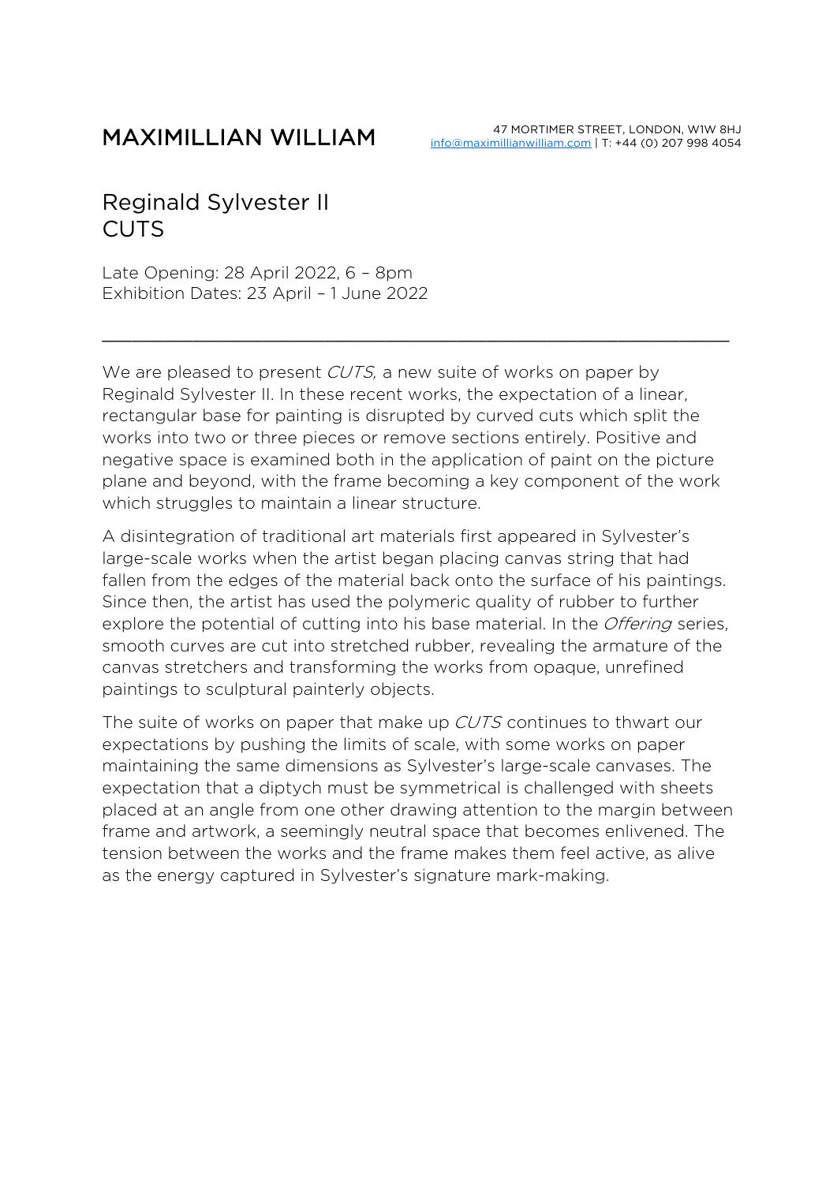# MAXIMILLIAN WILLIAM

47 MORTIMER STREET, LONDON, W1W 8HJ
info@maximillianwilliam.com | T: +44 (0) 207 998 4054

## Reginald Sylvester II
## CUTS

Late Opening: 28 April 2022, 6 – 8pm
Exhibition Dates: 23 April – 1 June 2022

---

We are pleased to present *CUTS,* a new suite of works on paper by Reginald Sylvester II. In these recent works, the expectation of a linear, rectangular base for painting is disrupted by curved cuts which split the works into two or three pieces or remove sections entirely. Positive and negative space is examined both in the application of paint on the picture plane and beyond, with the frame becoming a key component of the work which struggles to maintain a linear structure.

A disintegration of traditional art materials first appeared in Sylvester's large-scale works when the artist began placing canvas string that had fallen from the edges of the material back onto the surface of his paintings. Since then, the artist has used the polymeric quality of rubber to further explore the potential of cutting into his base material. In the *Offering* series, smooth curves are cut into stretched rubber, revealing the armature of the canvas stretchers and transforming the works from opaque, unrefined paintings to sculptural painterly objects.

The suite of works on paper that make up *CUTS* continues to thwart our expectations by pushing the limits of scale, with some works on paper maintaining the same dimensions as Sylvester's large-scale canvases. The expectation that a diptych must be symmetrical is challenged with sheets placed at an angle from one other drawing attention to the margin between frame and artwork, a seemingly neutral space that becomes enlivened. The tension between the works and the frame makes them feel active, as alive as the energy captured in Sylvester's signature mark-making.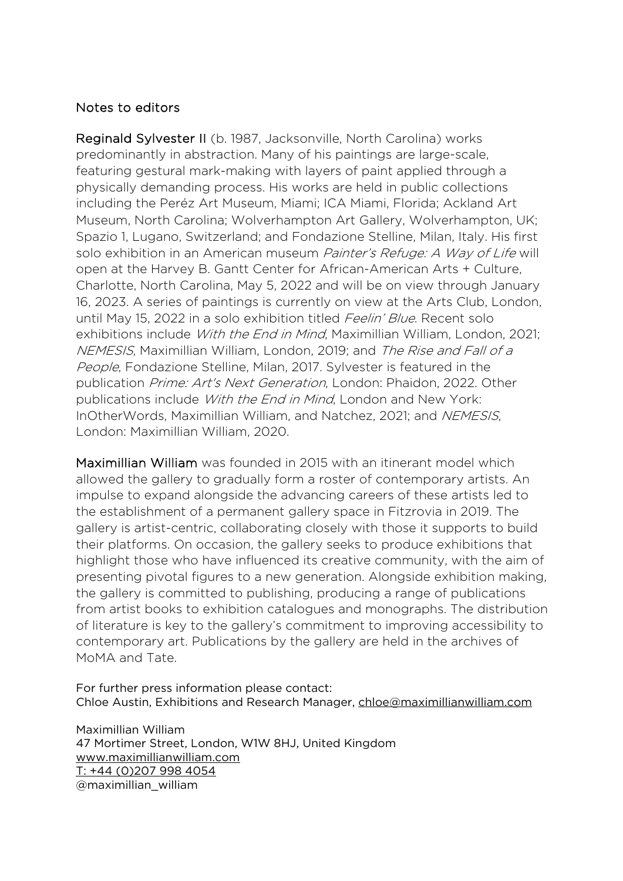## Notes to editors

**Reginald Sylvester II** (b. 1987, Jacksonville, North Carolina) works predominantly in abstraction. Many of his paintings are large-scale, featuring gestural mark-making with layers of paint applied through a physically demanding process. His works are held in public collections including the Peréz Art Museum, Miami; ICA Miami, Florida; Ackland Art Museum, North Carolina; Wolverhampton Art Gallery, Wolverhampton, UK; Spazio 1, Lugano, Switzerland; and Fondazione Stelline, Milan, Italy. His first solo exhibition in an American museum *Painter's Refuge: A Way of Life* will open at the Harvey B. Gantt Center for African-American Arts + Culture, Charlotte, North Carolina, May 5, 2022 and will be on view through January 16, 2023. A series of paintings is currently on view at the Arts Club, London, until May 15, 2022 in a solo exhibition titled *Feelin' Blue*. Recent solo exhibitions include *With the End in Mind*, Maximillian William, London, 2021; *NEMESIS*, Maximillian William, London, 2019; and *The Rise and Fall of a People*, Fondazione Stelline, Milan, 2017. Sylvester is featured in the publication *Prime: Art's Next Generation*, London: Phaidon, 2022. Other publications include *With the End in Mind*, London and New York: InOtherWords, Maximillian William, and Natchez, 2021; and *NEMESIS*, London: Maximillian William, 2020.

**Maximillian William** was founded in 2015 with an itinerant model which allowed the gallery to gradually form a roster of contemporary artists. An impulse to expand alongside the advancing careers of these artists led to the establishment of a permanent gallery space in Fitzrovia in 2019. The gallery is artist-centric, collaborating closely with those it supports to build their platforms. On occasion, the gallery seeks to produce exhibitions that highlight those who have influenced its creative community, with the aim of presenting pivotal figures to a new generation. Alongside exhibition making, the gallery is committed to publishing, producing a range of publications from artist books to exhibition catalogues and monographs. The distribution of literature is key to the gallery's commitment to improving accessibility to contemporary art. Publications by the gallery are held in the archives of MoMA and Tate.

For further press information please contact:
Chloe Austin, Exhibitions and Research Manager, chloe@maximillianwilliam.com

Maximillian William
47 Mortimer Street, London, W1W 8HJ, United Kingdom
www.maximillianwilliam.com
T: +44 (0)207 998 4054
@maximillian_william